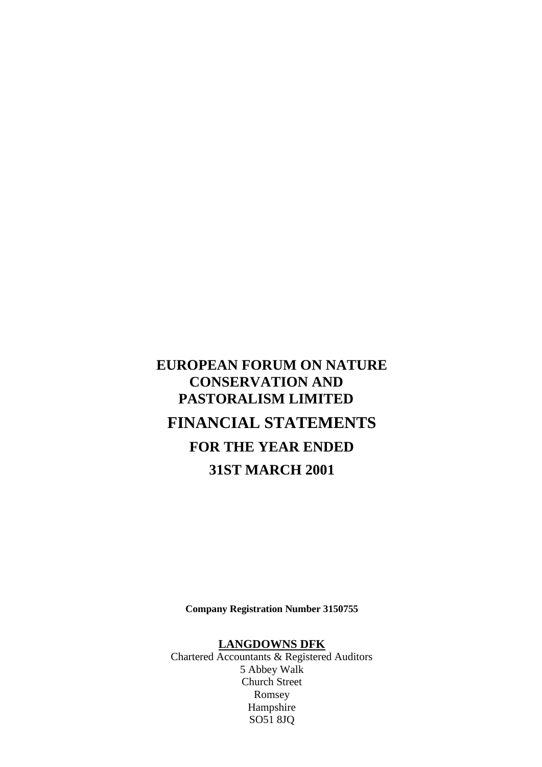# EUROPEAN FORUM ON NATURE CONSERVATION AND PASTORALISM LIMITED

# FINANCIAL STATEMENTS

## FOR THE YEAR ENDED

## 31ST MARCH 2001

**Company Registration Number 3150755**

**LANGDOWNS DFK**
Chartered Accountants & Registered Auditors
5 Abbey Walk
Church Street
Romsey
Hampshire
SO51 8JQ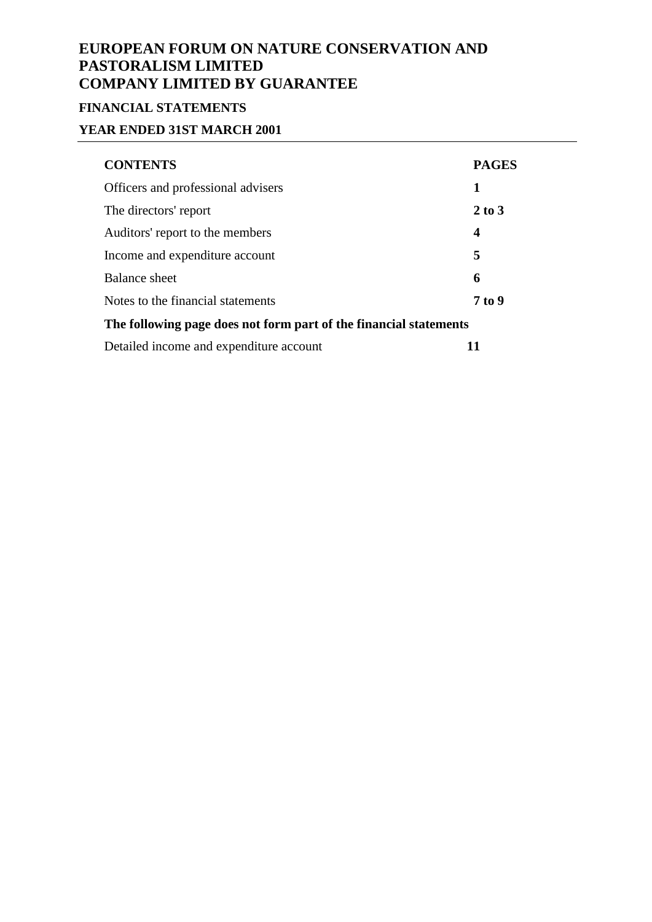# EUROPEAN FORUM ON NATURE CONSERVATION AND PASTORALISM LIMITED
# COMPANY LIMITED BY GUARANTEE

## FINANCIAL STATEMENTS

## YEAR ENDED 31ST MARCH 2001

| **CONTENTS** | **PAGES** |
|---|---|
| Officers and professional advisers | **1** |
| The directors' report | **2 to 3** |
| Auditors' report to the members | **4** |
| Income and expenditure account | **5** |
| Balance sheet | **6** |
| Notes to the financial statements | **7 to 9** |
| **The following page does not form part of the financial statements** | |
| Detailed income and expenditure account | **11** |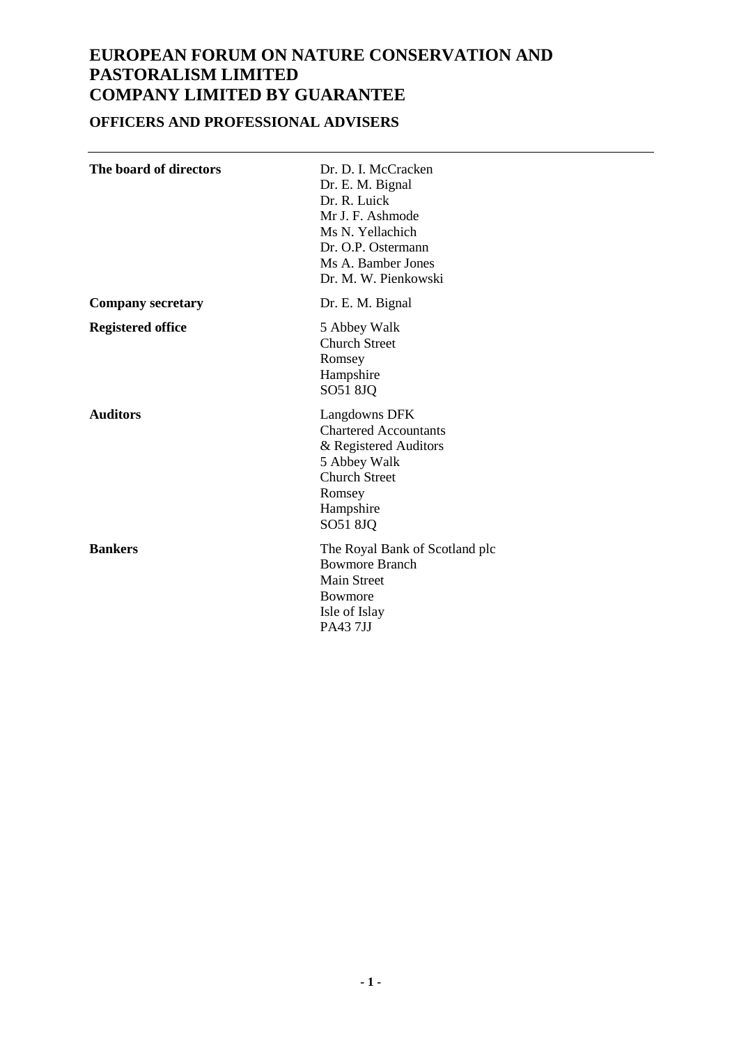# EUROPEAN FORUM ON NATURE CONSERVATION AND PASTORALISM LIMITED
# COMPANY LIMITED BY GUARANTEE

## OFFICERS AND PROFESSIONAL ADVISERS

| | |
|---|---|
| **The board of directors** | Dr. D. I. McCracken<br>Dr. E. M. Bignal<br>Dr. R. Luick<br>Mr J. F. Ashmode<br>Ms N. Yellachich<br>Dr. O.P. Ostermann<br>Ms A. Bamber Jones<br>Dr. M. W. Pienkowski |
| **Company secretary** | Dr. E. M. Bignal |
| **Registered office** | 5 Abbey Walk<br>Church Street<br>Romsey<br>Hampshire<br>SO51 8JQ |
| **Auditors** | Langdowns DFK<br>Chartered Accountants<br>& Registered Auditors<br>5 Abbey Walk<br>Church Street<br>Romsey<br>Hampshire<br>SO51 8JQ |
| **Bankers** | The Royal Bank of Scotland plc<br>Bowmore Branch<br>Main Street<br>Bowmore<br>Isle of Islay<br>PA43 7JJ |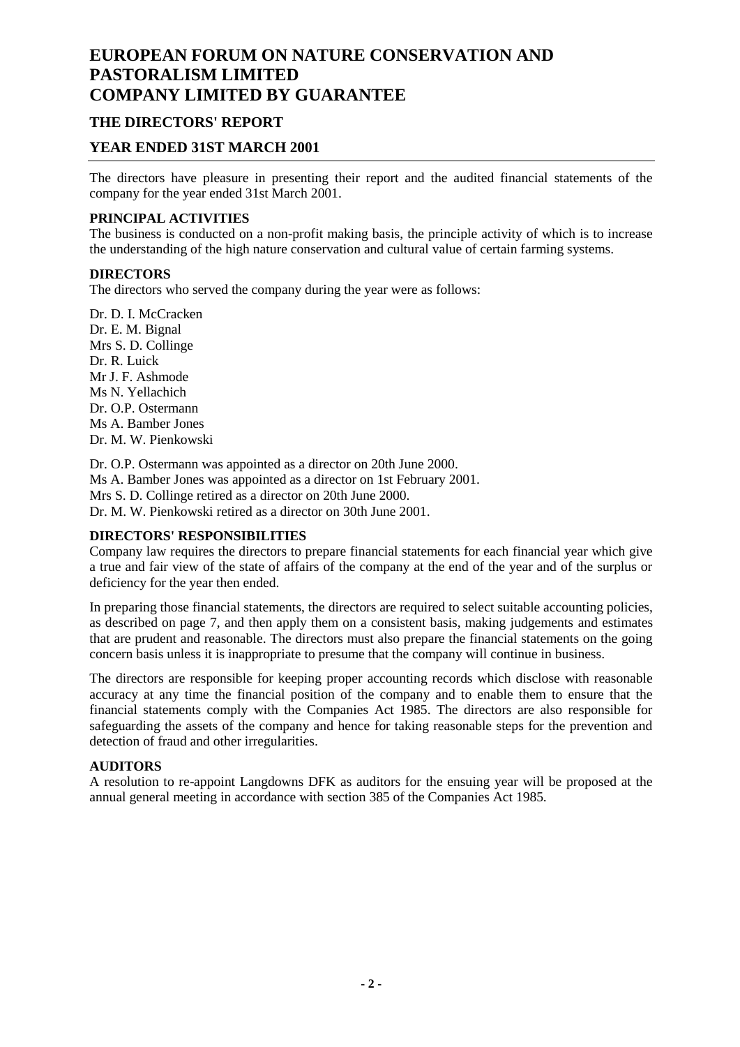# EUROPEAN FORUM ON NATURE CONSERVATION AND PASTORALISM LIMITED
# COMPANY LIMITED BY GUARANTEE

## THE DIRECTORS' REPORT

## YEAR ENDED 31ST MARCH 2001

The directors have pleasure in presenting their report and the audited financial statements of the company for the year ended 31st March 2001.

### PRINCIPAL ACTIVITIES

The business is conducted on a non-profit making basis, the principle activity of which is to increase the understanding of the high nature conservation and cultural value of certain farming systems.

### DIRECTORS

The directors who served the company during the year were as follows:

Dr. D. I. McCracken
Dr. E. M. Bignal
Mrs S. D. Collinge
Dr. R. Luick
Mr J. F. Ashmode
Ms N. Yellachich
Dr. O.P. Ostermann
Ms A. Bamber Jones
Dr. M. W. Pienkowski

Dr. O.P. Ostermann was appointed as a director on 20th June 2000.
Ms A. Bamber Jones was appointed as a director on 1st February 2001.
Mrs S. D. Collinge retired as a director on 20th June 2000.
Dr. M. W. Pienkowski retired as a director on 30th June 2001.

### DIRECTORS' RESPONSIBILITIES

Company law requires the directors to prepare financial statements for each financial year which give a true and fair view of the state of affairs of the company at the end of the year and of the surplus or deficiency for the year then ended.

In preparing those financial statements, the directors are required to select suitable accounting policies, as described on page 7, and then apply them on a consistent basis, making judgements and estimates that are prudent and reasonable. The directors must also prepare the financial statements on the going concern basis unless it is inappropriate to presume that the company will continue in business.

The directors are responsible for keeping proper accounting records which disclose with reasonable accuracy at any time the financial position of the company and to enable them to ensure that the financial statements comply with the Companies Act 1985. The directors are also responsible for safeguarding the assets of the company and hence for taking reasonable steps for the prevention and detection of fraud and other irregularities.

### AUDITORS

A resolution to re-appoint Langdowns DFK as auditors for the ensuing year will be proposed at the annual general meeting in accordance with section 385 of the Companies Act 1985.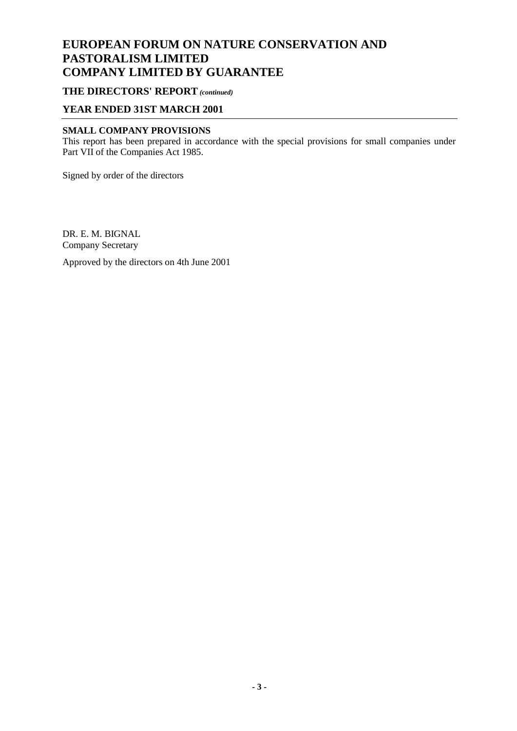# EUROPEAN FORUM ON NATURE CONSERVATION AND PASTORALISM LIMITED
# COMPANY LIMITED BY GUARANTEE

## THE DIRECTORS' REPORT *(continued)*

## YEAR ENDED 31ST MARCH 2001

**SMALL COMPANY PROVISIONS**

This report has been prepared in accordance with the special provisions for small companies under Part VII of the Companies Act 1985.

Signed by order of the directors

DR. E. M. BIGNAL
Company Secretary

Approved by the directors on 4th June 2001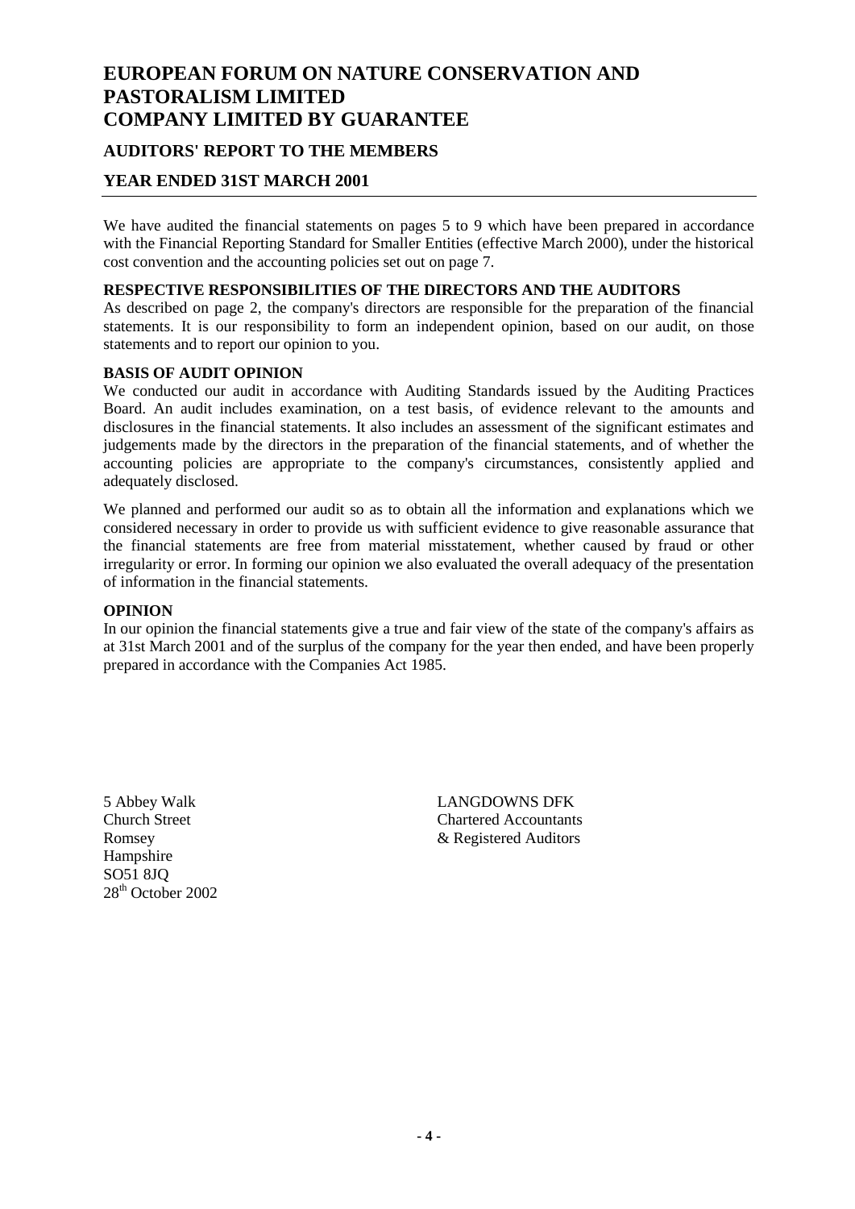# EUROPEAN FORUM ON NATURE CONSERVATION AND PASTORALISM LIMITED
# COMPANY LIMITED BY GUARANTEE

## AUDITORS' REPORT TO THE MEMBERS

## YEAR ENDED 31ST MARCH 2001

We have audited the financial statements on pages 5 to 9 which have been prepared in accordance with the Financial Reporting Standard for Smaller Entities (effective March 2000), under the historical cost convention and the accounting policies set out on page 7.

**RESPECTIVE RESPONSIBILITIES OF THE DIRECTORS AND THE AUDITORS**

As described on page 2, the company's directors are responsible for the preparation of the financial statements. It is our responsibility to form an independent opinion, based on our audit, on those statements and to report our opinion to you.

**BASIS OF AUDIT OPINION**

We conducted our audit in accordance with Auditing Standards issued by the Auditing Practices Board. An audit includes examination, on a test basis, of evidence relevant to the amounts and disclosures in the financial statements. It also includes an assessment of the significant estimates and judgements made by the directors in the preparation of the financial statements, and of whether the accounting policies are appropriate to the company's circumstances, consistently applied and adequately disclosed.

We planned and performed our audit so as to obtain all the information and explanations which we considered necessary in order to provide us with sufficient evidence to give reasonable assurance that the financial statements are free from material misstatement, whether caused by fraud or other irregularity or error. In forming our opinion we also evaluated the overall adequacy of the presentation of information in the financial statements.

**OPINION**

In our opinion the financial statements give a true and fair view of the state of the company's affairs as at 31st March 2001 and of the surplus of the company for the year then ended, and have been properly prepared in accordance with the Companies Act 1985.

LANGDOWNS DFK
Chartered Accountants
& Registered Auditors

5 Abbey Walk
Church Street
Romsey
Hampshire
SO51 8JQ
28th October 2002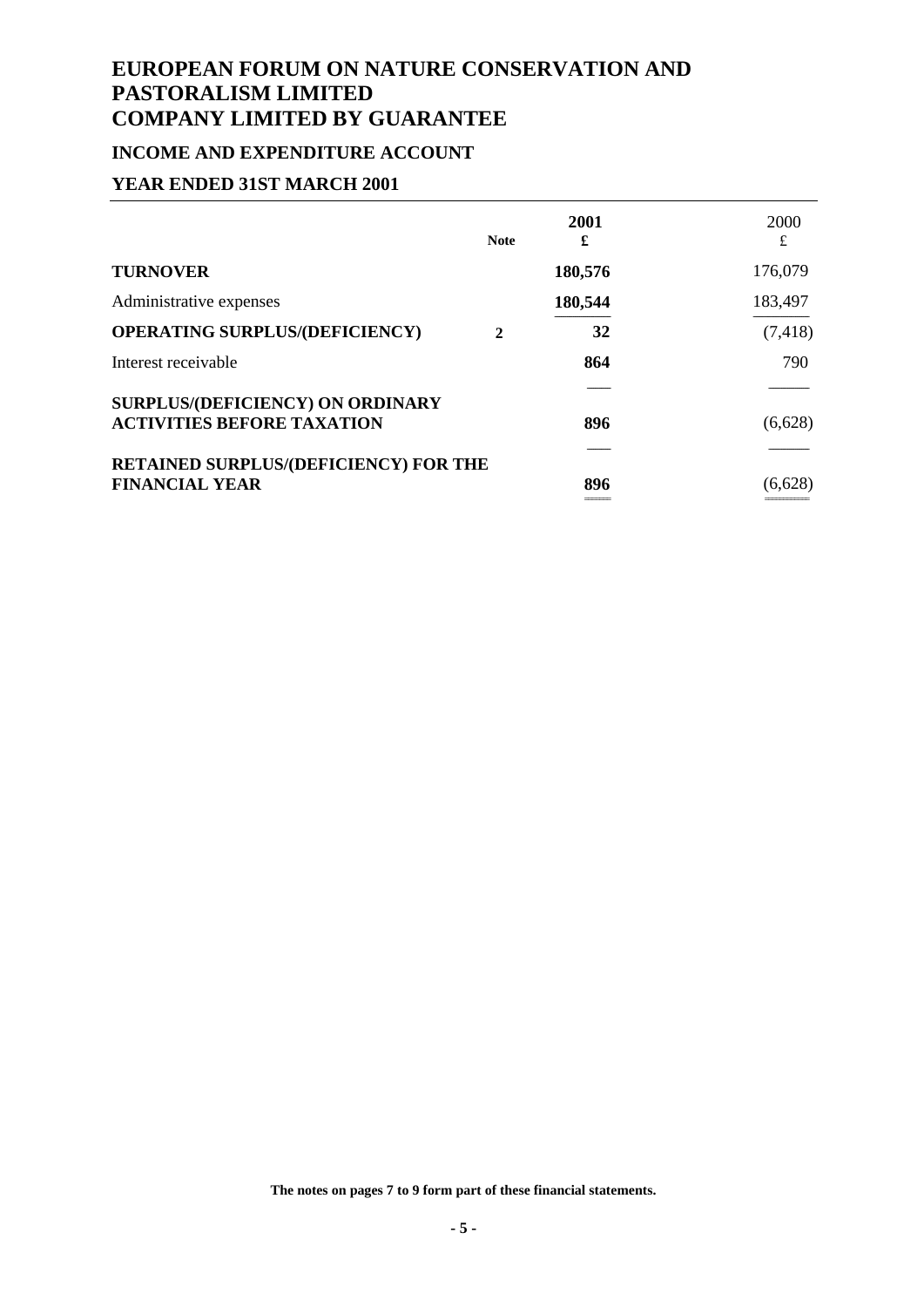# EUROPEAN FORUM ON NATURE CONSERVATION AND PASTORALISM LIMITED
# COMPANY LIMITED BY GUARANTEE

## INCOME AND EXPENDITURE ACCOUNT

## YEAR ENDED 31ST MARCH 2001

| | Note | 2001 £ | 2000 £ |
|---|---|---|---|
| **TURNOVER** | | **180,576** | 176,079 |
| Administrative expenses | | **180,544** | 183,497 |
| **OPERATING SURPLUS/(DEFICIENCY)** | **2** | **32** | (7,418) |
| Interest receivable | | **864** | 790 |
| **SURPLUS/(DEFICIENCY) ON ORDINARY ACTIVITIES BEFORE TAXATION** | | **896** | (6,628) |
| **RETAINED SURPLUS/(DEFICIENCY) FOR THE FINANCIAL YEAR** | | **896** | (6,628) |

**The notes on pages 7 to 9 form part of these financial statements.**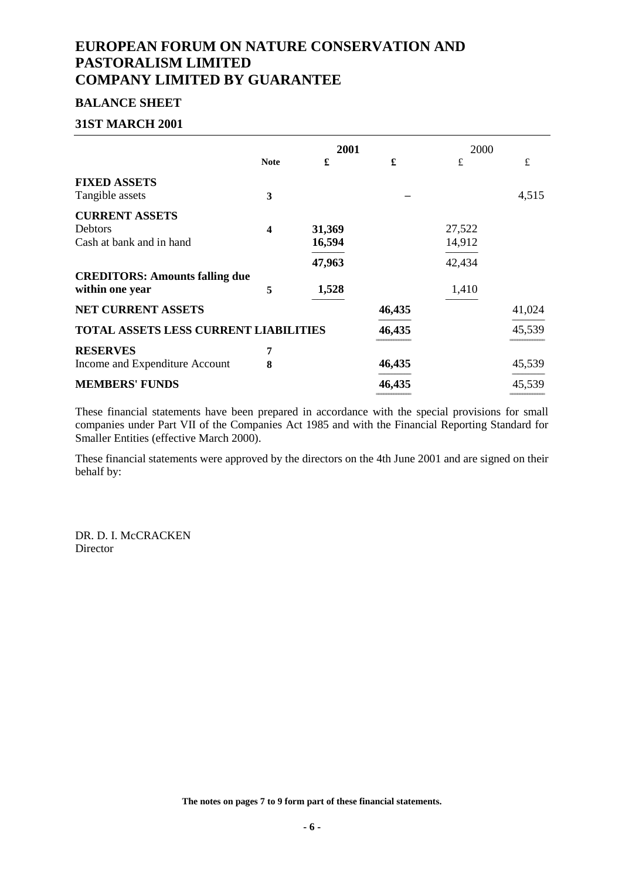# EUROPEAN FORUM ON NATURE CONSERVATION AND PASTORALISM LIMITED
# COMPANY LIMITED BY GUARANTEE

## BALANCE SHEET

## 31ST MARCH 2001

| | Note | 2001 £ | 2001 £ | 2000 £ | 2000 £ |
|---|---|---|---|---|---|
| **FIXED ASSETS** | | | | | |
| Tangible assets | **3** | | – | | 4,515 |
| **CURRENT ASSETS** | | | | | |
| Debtors | **4** | **31,369** | | 27,522 | |
| Cash at bank and in hand | | **16,594** | | 14,912 | |
| | | **47,963** | | 42,434 | |
| **CREDITORS: Amounts falling due within one year** | **5** | **1,528** | | 1,410 | |
| **NET CURRENT ASSETS** | | | **46,435** | | 41,024 |
| **TOTAL ASSETS LESS CURRENT LIABILITIES** | | | **46,435** | | 45,539 |
| **RESERVES** | **7** | | | | |
| Income and Expenditure Account | **8** | | **46,435** | | 45,539 |
| **MEMBERS' FUNDS** | | | **46,435** | | 45,539 |

These financial statements have been prepared in accordance with the special provisions for small companies under Part VII of the Companies Act 1985 and with the Financial Reporting Standard for Smaller Entities (effective March 2000).

These financial statements were approved by the directors on the 4th June 2001 and are signed on their behalf by:

DR. D. I. McCRACKEN
Director

**The notes on pages 7 to 9 form part of these financial statements.**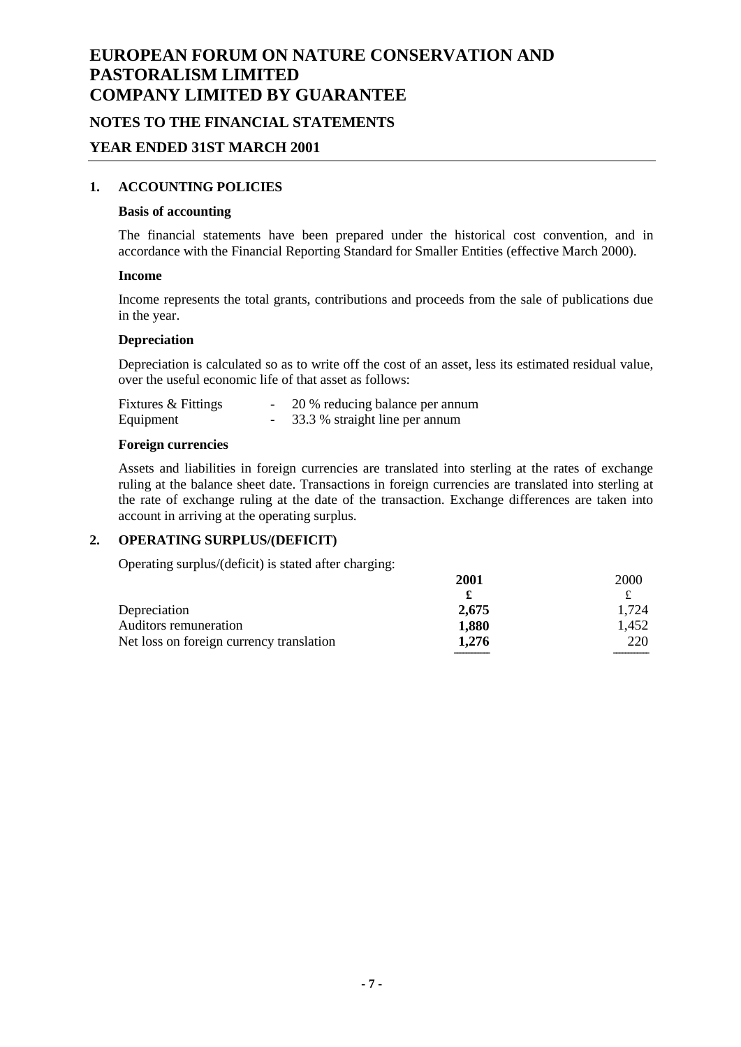# EUROPEAN FORUM ON NATURE CONSERVATION AND PASTORALISM LIMITED
# COMPANY LIMITED BY GUARANTEE

## NOTES TO THE FINANCIAL STATEMENTS

## YEAR ENDED 31ST MARCH 2001

### 1. ACCOUNTING POLICIES

**Basis of accounting**

The financial statements have been prepared under the historical cost convention, and in accordance with the Financial Reporting Standard for Smaller Entities (effective March 2000).

**Income**

Income represents the total grants, contributions and proceeds from the sale of publications due in the year.

**Depreciation**

Depreciation is calculated so as to write off the cost of an asset, less its estimated residual value, over the useful economic life of that asset as follows:

| | | |
|---|---|---|
| Fixtures & Fittings | - | 20 % reducing balance per annum |
| Equipment | - | 33.3 % straight line per annum |

**Foreign currencies**

Assets and liabilities in foreign currencies are translated into sterling at the rates of exchange ruling at the balance sheet date. Transactions in foreign currencies are translated into sterling at the rate of exchange ruling at the date of the transaction. Exchange differences are taken into account in arriving at the operating surplus.

### 2. OPERATING SURPLUS/(DEFICIT)

Operating surplus/(deficit) is stated after charging:

| | **2001** | 2000 |
|---|---|---|
| | **£** | £ |
| Depreciation | **2,675** | 1,724 |
| Auditors remuneration | **1,880** | 1,452 |
| Net loss on foreign currency translation | **1,276** | 220 |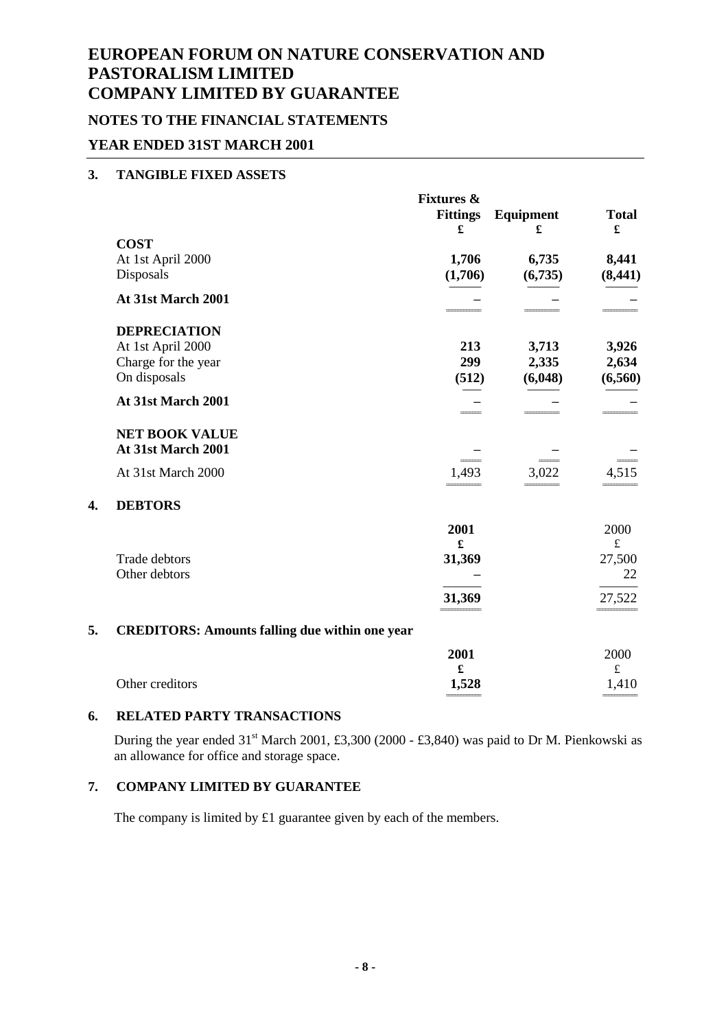# EUROPEAN FORUM ON NATURE CONSERVATION AND PASTORALISM LIMITED
# COMPANY LIMITED BY GUARANTEE

## NOTES TO THE FINANCIAL STATEMENTS

## YEAR ENDED 31ST MARCH 2001

### 3. TANGIBLE FIXED ASSETS

| | Fixtures & Fittings £ | Equipment £ | Total £ |
|---|---|---|---|
| **COST** | | | |
| At 1st April 2000 | **1,706** | **6,735** | **8,441** |
| Disposals | **(1,706)** | **(6,735)** | **(8,441)** |
| **At 31st March 2001** | **–** | **–** | **–** |
| **DEPRECIATION** | | | |
| At 1st April 2000 | **213** | **3,713** | **3,926** |
| Charge for the year | **299** | **2,335** | **2,634** |
| On disposals | **(512)** | **(6,048)** | **(6,560)** |
| **At 31st March 2001** | **–** | **–** | **–** |
| **NET BOOK VALUE** | | | |
| **At 31st March 2001** | **–** | **–** | **–** |
| At 31st March 2000 | 1,493 | 3,022 | 4,515 |

### 4. DEBTORS

| | 2001 £ | 2000 £ |
|---|---|---|
| Trade debtors | **31,369** | 27,500 |
| Other debtors | **–** | 22 |
| | **31,369** | 27,522 |

### 5. CREDITORS: Amounts falling due within one year

| | 2001 £ | 2000 £ |
|---|---|---|
| Other creditors | **1,528** | 1,410 |

### 6. RELATED PARTY TRANSACTIONS

During the year ended 31st March 2001, £3,300 (2000 - £3,840) was paid to Dr M. Pienkowski as an allowance for office and storage space.

### 7. COMPANY LIMITED BY GUARANTEE

The company is limited by £1 guarantee given by each of the members.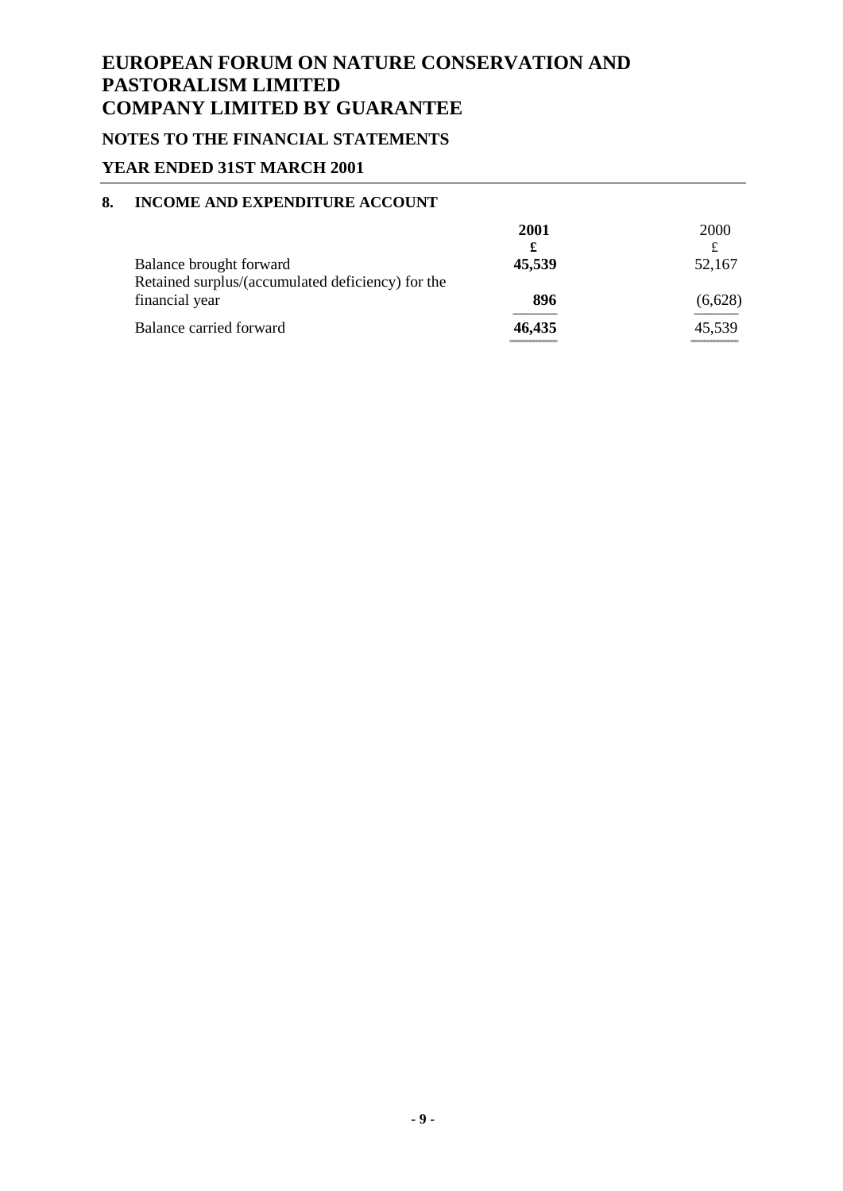# EUROPEAN FORUM ON NATURE CONSERVATION AND PASTORALISM LIMITED
# COMPANY LIMITED BY GUARANTEE

## NOTES TO THE FINANCIAL STATEMENTS

## YEAR ENDED 31ST MARCH 2001

### 8. INCOME AND EXPENDITURE ACCOUNT

| | **2001** | 2000 |
|---|---|---|
| | **£** | £ |
| Balance brought forward | **45,539** | 52,167 |
| Retained surplus/(accumulated deficiency) for the financial year | **896** | (6,628) |
| Balance carried forward | **46,435** | 45,539 |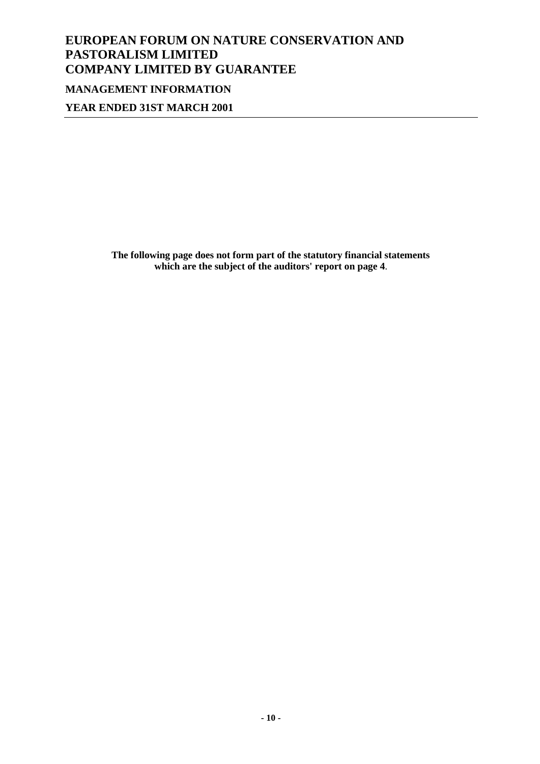# EUROPEAN FORUM ON NATURE CONSERVATION AND PASTORALISM LIMITED
# COMPANY LIMITED BY GUARANTEE

## MANAGEMENT INFORMATION

## YEAR ENDED 31ST MARCH 2001

**The following page does not form part of the statutory financial statements which are the subject of the auditors' report on page 4**.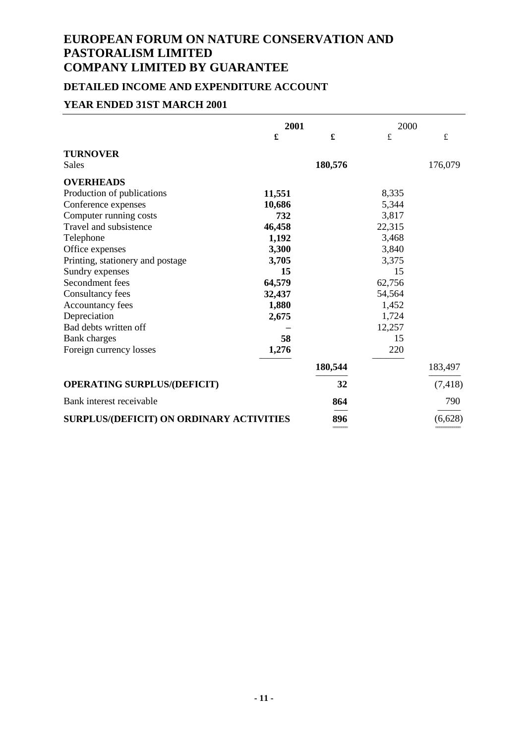# EUROPEAN FORUM ON NATURE CONSERVATION AND PASTORALISM LIMITED
# COMPANY LIMITED BY GUARANTEE

## DETAILED INCOME AND EXPENDITURE ACCOUNT

## YEAR ENDED 31ST MARCH 2001

| | 2001 | | 2000 | |
|---|---|---|---|---|
| | £ | £ | £ | £ |
| **TURNOVER** | | | | |
| Sales | | **180,576** | | 176,079 |
| **OVERHEADS** | | | | |
| Production of publications | **11,551** | | 8,335 | |
| Conference expenses | **10,686** | | 5,344 | |
| Computer running costs | **732** | | 3,817 | |
| Travel and subsistence | **46,458** | | 22,315 | |
| Telephone | **1,192** | | 3,468 | |
| Office expenses | **3,300** | | 3,840 | |
| Printing, stationery and postage | **3,705** | | 3,375 | |
| Sundry expenses | **15** | | 15 | |
| Secondment fees | **64,579** | | 62,756 | |
| Consultancy fees | **32,437** | | 54,564 | |
| Accountancy fees | **1,880** | | 1,452 | |
| Depreciation | **2,675** | | 1,724 | |
| Bad debts written off | **–** | | 12,257 | |
| Bank charges | **58** | | 15 | |
| Foreign currency losses | **1,276** | | 220 | |
| | | **180,544** | | 183,497 |
| **OPERATING SURPLUS/(DEFICIT)** | | **32** | | (7,418) |
| Bank interest receivable | | **864** | | 790 |
| **SURPLUS/(DEFICIT) ON ORDINARY ACTIVITIES** | | **896** | | (6,628) |